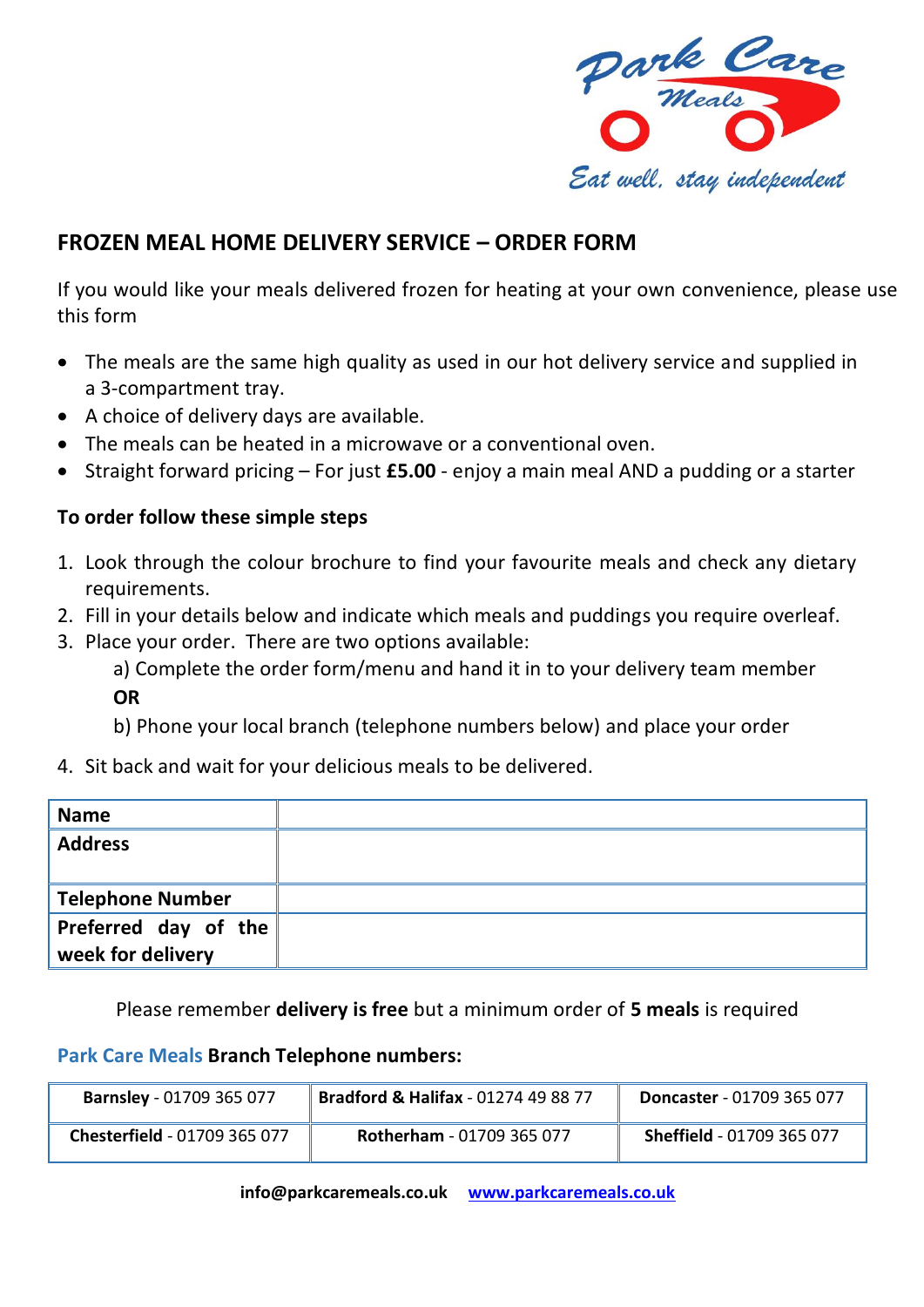Park Care Meals

Eat well, stay independent

## FROZEN MEAL HOME DELIVERY SERVICE – ORDER FORM

If you would like your meals delivered frozen for heating at your own convenience, please use this form

- The meals are the same high quality as used in our hot delivery service and supplied in a 3-compartment tray.
- A choice of delivery days are available.
- The meals can be heated in a microwave or a conventional oven.
- Straight forward pricing – For just **£5.00** - enjoy a main meal AND a pudding or a starter

**To order follow these simple steps**

1. Look through the colour brochure to find your favourite meals and check any dietary requirements.
2. Fill in your details below and indicate which meals and puddings you require overleaf.
3. Place your order. There are two options available:

   a) Complete the order form/menu and hand it in to your delivery team member

   **OR**

   b) Phone your local branch (telephone numbers below) and place your order
4. Sit back and wait for your delicious meals to be delivered.

| **Name** | |
|---|---|
| **Address** | |
| **Telephone Number** | |
| **Preferred day of the week for delivery** | |

Please remember **delivery is free** but a minimum order of **5 meals** is required

**Park Care Meals Branch Telephone numbers:**

| **Barnsley** - 01709 365 077 | **Bradford & Halifax** - 01274 49 88 77 | **Doncaster** - 01709 365 077 |
|---|---|---|
| **Chesterfield** - 01709 365 077 | **Rotherham** - 01709 365 077 | **Sheffield** - 01709 365 077 |

**info@parkcaremeals.co.uk** **www.parkcaremeals.co.uk**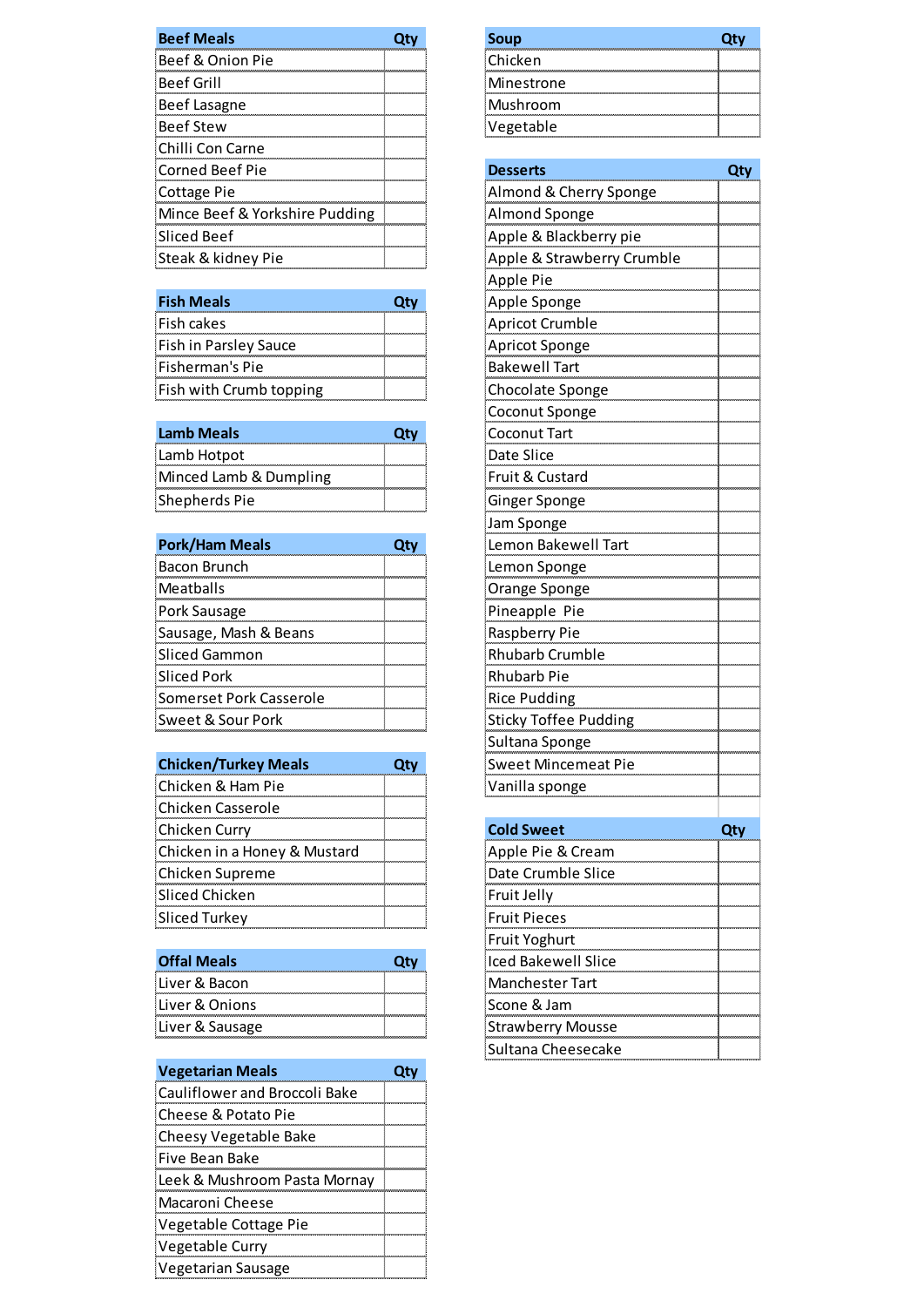| Beef Meals | Qty |
|---|---|
| Beef & Onion Pie | |
| Beef Grill | |
| Beef Lasagne | |
| Beef Stew | |
| Chilli Con Carne | |
| Corned Beef Pie | |
| Cottage Pie | |
| Mince Beef & Yorkshire Pudding | |
| Sliced Beef | |
| Steak & kidney Pie | |

| Fish Meals | Qty |
|---|---|
| Fish cakes | |
| Fish in Parsley Sauce | |
| Fisherman's Pie | |
| Fish with Crumb topping | |

| Lamb Meals | Qty |
|---|---|
| Lamb Hotpot | |
| Minced Lamb & Dumpling | |
| Shepherds Pie | |

| Pork/Ham Meals | Qty |
|---|---|
| Bacon Brunch | |
| Meatballs | |
| Pork Sausage | |
| Sausage, Mash & Beans | |
| Sliced Gammon | |
| Sliced Pork | |
| Somerset Pork Casserole | |
| Sweet & Sour Pork | |

| Chicken/Turkey Meals | Qty |
|---|---|
| Chicken & Ham Pie | |
| Chicken Casserole | |
| Chicken Curry | |
| Chicken in a Honey & Mustard | |
| Chicken Supreme | |
| Sliced Chicken | |
| Sliced Turkey | |

| Offal Meals | Qty |
|---|---|
| Liver & Bacon | |
| Liver & Onions | |
| Liver & Sausage | |

| Vegetarian Meals | Qty |
|---|---|
| Cauliflower and Broccoli Bake | |
| Cheese & Potato Pie | |
| Cheesy Vegetable Bake | |
| Five Bean Bake | |
| Leek & Mushroom Pasta Mornay | |
| Macaroni Cheese | |
| Vegetable Cottage Pie | |
| Vegetable Curry | |
| Vegetarian Sausage | |

| Soup | Qty |
|---|---|
| Chicken | |
| Minestrone | |
| Mushroom | |
| Vegetable | |

| Desserts | Qty |
|---|---|
| Almond & Cherry Sponge | |
| Almond Sponge | |
| Apple & Blackberry pie | |
| Apple & Strawberry Crumble | |
| Apple Pie | |
| Apple Sponge | |
| Apricot Crumble | |
| Apricot Sponge | |
| Bakewell Tart | |
| Chocolate Sponge | |
| Coconut Sponge | |
| Coconut Tart | |
| Date Slice | |
| Fruit & Custard | |
| Ginger Sponge | |
| Jam Sponge | |
| Lemon Bakewell Tart | |
| Lemon Sponge | |
| Orange Sponge | |
| Pineapple Pie | |
| Raspberry Pie | |
| Rhubarb Crumble | |
| Rhubarb Pie | |
| Rice Pudding | |
| Sticky Toffee Pudding | |
| Sultana Sponge | |
| Sweet Mincemeat Pie | |
| Vanilla sponge | |

| Cold Sweet | Qty |
|---|---|
| Apple Pie & Cream | |
| Date Crumble Slice | |
| Fruit Jelly | |
| Fruit Pieces | |
| Fruit Yoghurt | |
| Iced Bakewell Slice | |
| Manchester Tart | |
| Scone & Jam | |
| Strawberry Mousse | |
| Sultana Cheesecake | |